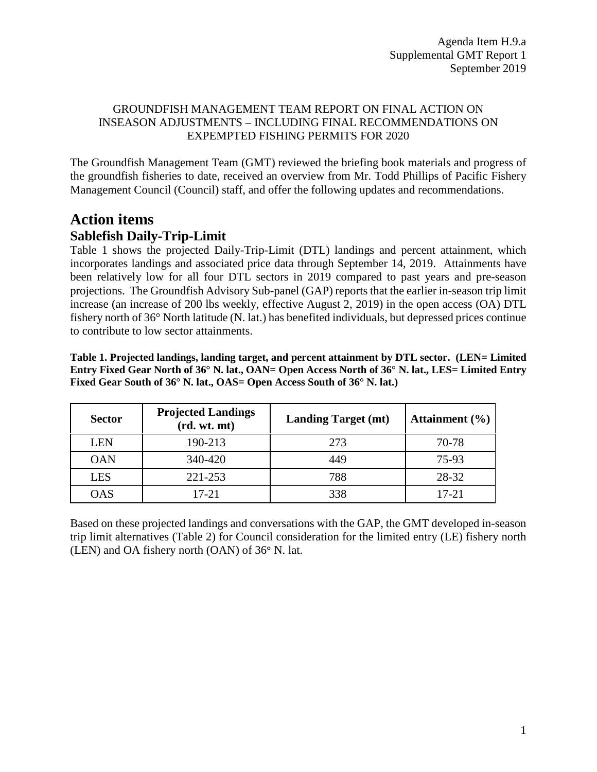Agenda Item H.9.a
Supplemental GMT Report 1
September 2019

GROUNDFISH MANAGEMENT TEAM REPORT ON FINAL ACTION ON INSEASON ADJUSTMENTS – INCLUDING FINAL RECOMMENDATIONS ON EXPEMPTED FISHING PERMITS FOR 2020

The Groundfish Management Team (GMT) reviewed the briefing book materials and progress of the groundfish fisheries to date, received an overview from Mr. Todd Phillips of Pacific Fishery Management Council (Council) staff, and offer the following updates and recommendations.

# Action items

## Sablefish Daily-Trip-Limit

Table 1 shows the projected Daily-Trip-Limit (DTL) landings and percent attainment, which incorporates landings and associated price data through September 14, 2019. Attainments have been relatively low for all four DTL sectors in 2019 compared to past years and pre-season projections. The Groundfish Advisory Sub-panel (GAP) reports that the earlier in-season trip limit increase (an increase of 200 lbs weekly, effective August 2, 2019) in the open access (OA) DTL fishery north of 36° North latitude (N. lat.) has benefited individuals, but depressed prices continue to contribute to low sector attainments.

**Table 1. Projected landings, landing target, and percent attainment by DTL sector. (LEN= Limited Entry Fixed Gear North of 36° N. lat., OAN= Open Access North of 36° N. lat., LES= Limited Entry Fixed Gear South of 36° N. lat., OAS= Open Access South of 36° N. lat.)**

| Sector | Projected Landings (rd. wt. mt) | Landing Target (mt) | Attainment (%) |
|---|---|---|---|
| LEN | 190-213 | 273 | 70-78 |
| OAN | 340-420 | 449 | 75-93 |
| LES | 221-253 | 788 | 28-32 |
| OAS | 17-21 | 338 | 17-21 |

Based on these projected landings and conversations with the GAP, the GMT developed in-season trip limit alternatives (Table 2) for Council consideration for the limited entry (LE) fishery north (LEN) and OA fishery north (OAN) of 36° N. lat.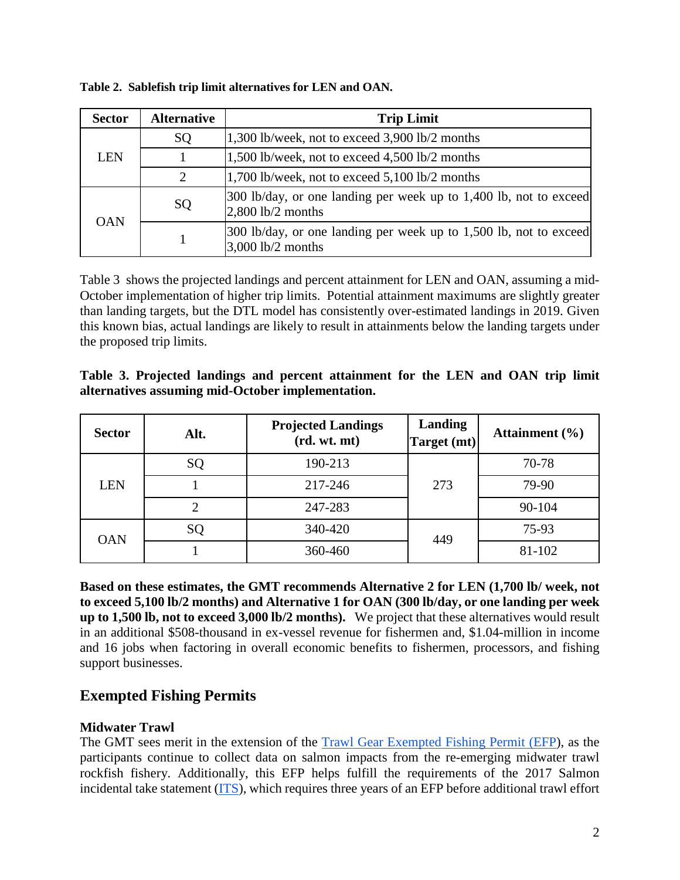**Table 2. Sablefish trip limit alternatives for LEN and OAN.**

| Sector | Alternative | Trip Limit |
| --- | --- | --- |
| LEN | SQ | 1,300 lb/week, not to exceed 3,900 lb/2 months |
| | 1 | 1,500 lb/week, not to exceed 4,500 lb/2 months |
| | 2 | 1,700 lb/week, not to exceed 5,100 lb/2 months |
| OAN | SQ | 300 lb/day, or one landing per week up to 1,400 lb, not to exceed 2,800 lb/2 months |
| | 1 | 300 lb/day, or one landing per week up to 1,500 lb, not to exceed 3,000 lb/2 months |

Table 3 shows the projected landings and percent attainment for LEN and OAN, assuming a mid-October implementation of higher trip limits. Potential attainment maximums are slightly greater than landing targets, but the DTL model has consistently over-estimated landings in 2019. Given this known bias, actual landings are likely to result in attainments below the landing targets under the proposed trip limits.

**Table 3. Projected landings and percent attainment for the LEN and OAN trip limit alternatives assuming mid-October implementation.**

| Sector | Alt. | Projected Landings (rd. wt. mt) | Landing Target (mt) | Attainment (%) |
| --- | --- | --- | --- | --- |
| LEN | SQ | 190-213 | 273 | 70-78 |
| | 1 | 217-246 | | 79-90 |
| | 2 | 247-283 | | 90-104 |
| OAN | SQ | 340-420 | 449 | 75-93 |
| | 1 | 360-460 | | 81-102 |

**Based on these estimates, the GMT recommends Alternative 2 for LEN (1,700 lb/ week, not to exceed 5,100 lb/2 months) and Alternative 1 for OAN (300 lb/day, or one landing per week up to 1,500 lb, not to exceed 3,000 lb/2 months).** We project that these alternatives would result in an additional $508-thousand in ex-vessel revenue for fishermen and, $1.04-million in income and 16 jobs when factoring in overall economic benefits to fishermen, processors, and fishing support businesses.

## Exempted Fishing Permits

### Midwater Trawl

The GMT sees merit in the extension of the Trawl Gear Exempted Fishing Permit (EFP), as the participants continue to collect data on salmon impacts from the re-emerging midwater trawl rockfish fishery. Additionally, this EFP helps fulfill the requirements of the 2017 Salmon incidental take statement (ITS), which requires three years of an EFP before additional trawl effort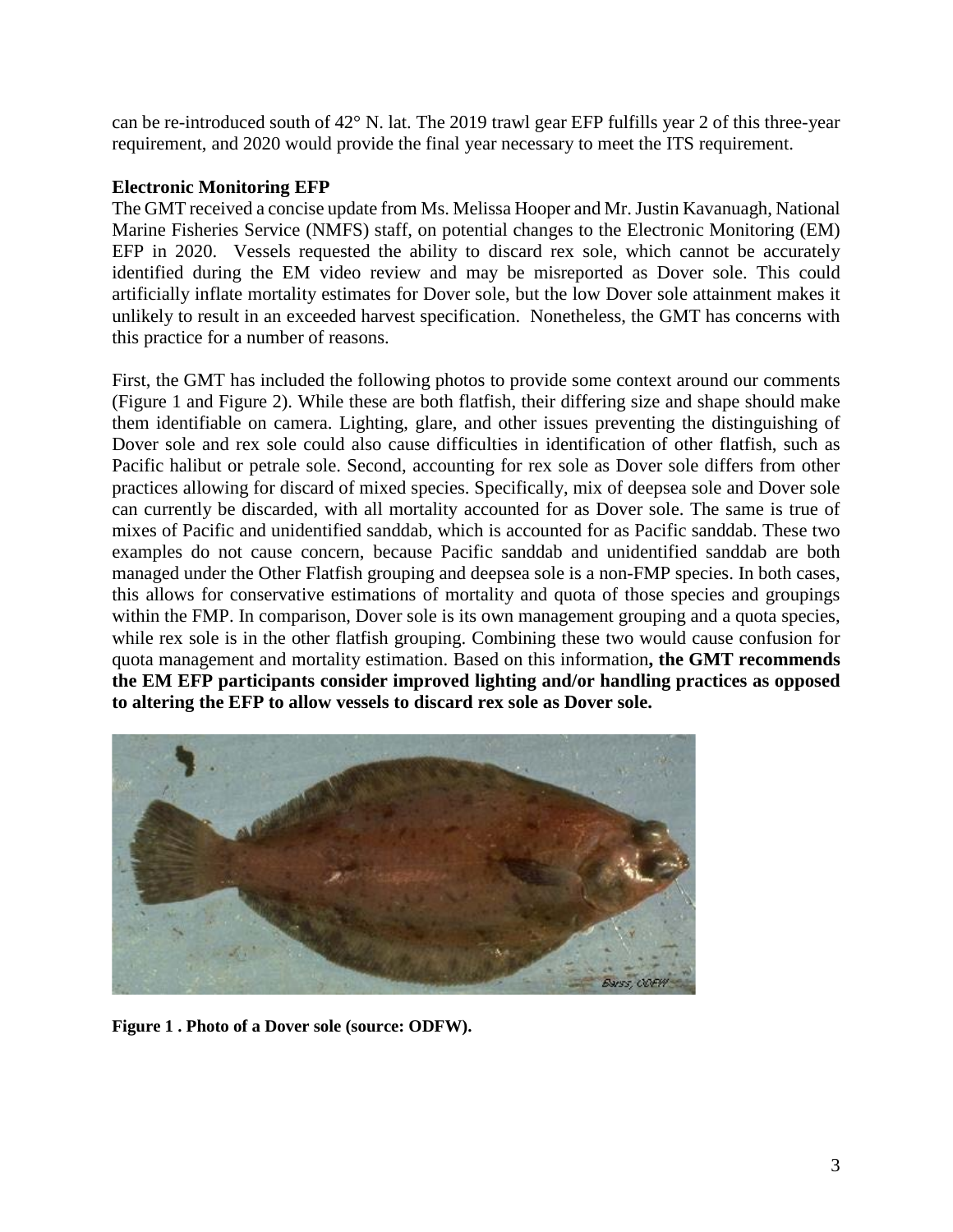can be re-introduced south of 42° N. lat. The 2019 trawl gear EFP fulfills year 2 of this three-year requirement, and 2020 would provide the final year necessary to meet the ITS requirement.

**Electronic Monitoring EFP**

The GMT received a concise update from Ms. Melissa Hooper and Mr. Justin Kavanuagh, National Marine Fisheries Service (NMFS) staff, on potential changes to the Electronic Monitoring (EM) EFP in 2020. Vessels requested the ability to discard rex sole, which cannot be accurately identified during the EM video review and may be misreported as Dover sole. This could artificially inflate mortality estimates for Dover sole, but the low Dover sole attainment makes it unlikely to result in an exceeded harvest specification. Nonetheless, the GMT has concerns with this practice for a number of reasons.

First, the GMT has included the following photos to provide some context around our comments (Figure 1 and Figure 2). While these are both flatfish, their differing size and shape should make them identifiable on camera. Lighting, glare, and other issues preventing the distinguishing of Dover sole and rex sole could also cause difficulties in identification of other flatfish, such as Pacific halibut or petrale sole. Second, accounting for rex sole as Dover sole differs from other practices allowing for discard of mixed species. Specifically, mix of deepsea sole and Dover sole can currently be discarded, with all mortality accounted for as Dover sole. The same is true of mixes of Pacific and unidentified sanddab, which is accounted for as Pacific sanddab. These two examples do not cause concern, because Pacific sanddab and unidentified sanddab are both managed under the Other Flatfish grouping and deepsea sole is a non-FMP species. In both cases, this allows for conservative estimations of mortality and quota of those species and groupings within the FMP. In comparison, Dover sole is its own management grouping and a quota species, while rex sole is in the other flatfish grouping. Combining these two would cause confusion for quota management and mortality estimation. Based on this information**, the GMT recommends the EM EFP participants consider improved lighting and/or handling practices as opposed to altering the EFP to allow vessels to discard rex sole as Dover sole.**

**Figure 1 . Photo of a Dover sole (source: ODFW).**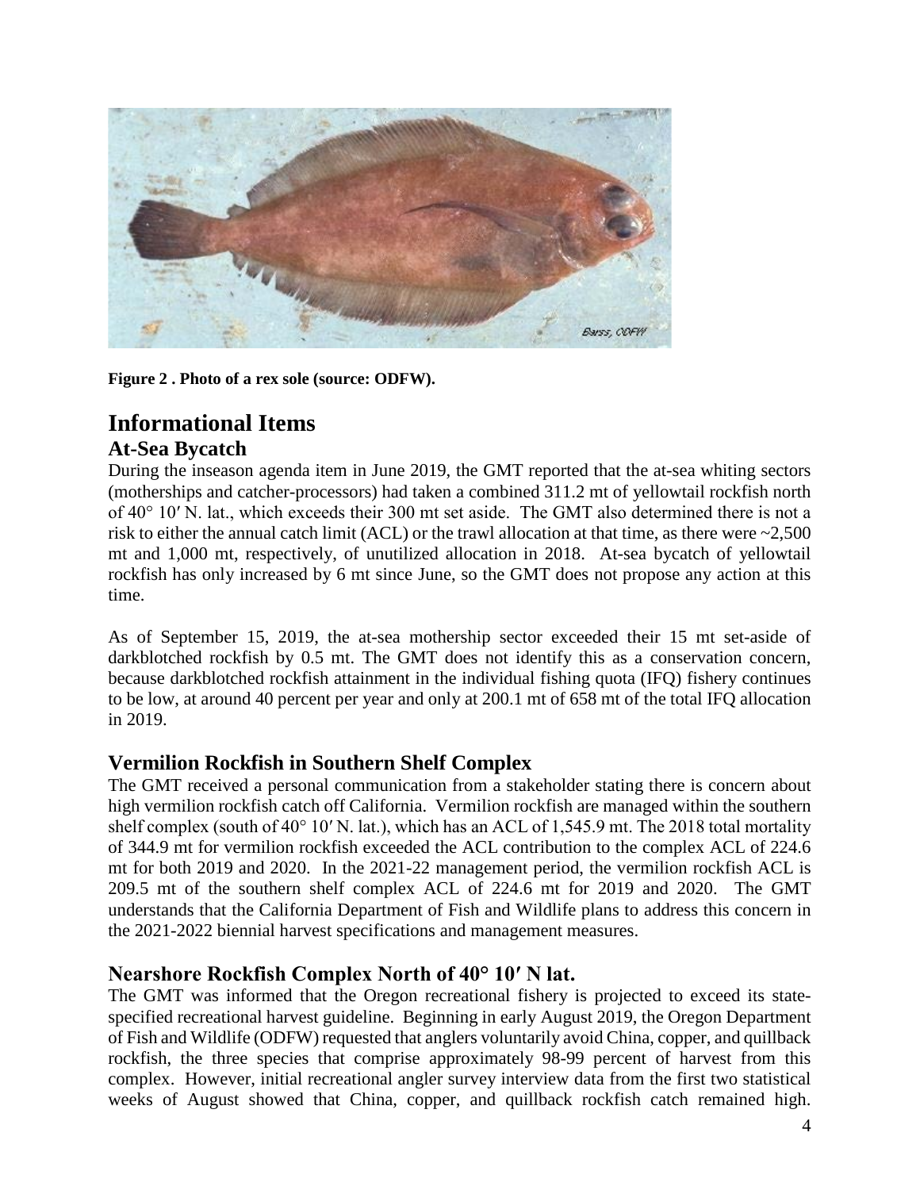**Figure 2 . Photo of a rex sole (source: ODFW).**

# Informational Items

## At-Sea Bycatch

During the inseason agenda item in June 2019, the GMT reported that the at-sea whiting sectors (motherships and catcher-processors) had taken a combined 311.2 mt of yellowtail rockfish north of 40° 10′ N. lat., which exceeds their 300 mt set aside. The GMT also determined there is not a risk to either the annual catch limit (ACL) or the trawl allocation at that time, as there were ~2,500 mt and 1,000 mt, respectively, of unutilized allocation in 2018. At-sea bycatch of yellowtail rockfish has only increased by 6 mt since June, so the GMT does not propose any action at this time.

As of September 15, 2019, the at-sea mothership sector exceeded their 15 mt set-aside of darkblotched rockfish by 0.5 mt. The GMT does not identify this as a conservation concern, because darkblotched rockfish attainment in the individual fishing quota (IFQ) fishery continues to be low, at around 40 percent per year and only at 200.1 mt of 658 mt of the total IFQ allocation in 2019.

## Vermilion Rockfish in Southern Shelf Complex

The GMT received a personal communication from a stakeholder stating there is concern about high vermilion rockfish catch off California. Vermilion rockfish are managed within the southern shelf complex (south of 40° 10′ N. lat.), which has an ACL of 1,545.9 mt. The 2018 total mortality of 344.9 mt for vermilion rockfish exceeded the ACL contribution to the complex ACL of 224.6 mt for both 2019 and 2020. In the 2021-22 management period, the vermilion rockfish ACL is 209.5 mt of the southern shelf complex ACL of 224.6 mt for 2019 and 2020. The GMT understands that the California Department of Fish and Wildlife plans to address this concern in the 2021-2022 biennial harvest specifications and management measures.

## Nearshore Rockfish Complex North of 40° 10′ N lat.

The GMT was informed that the Oregon recreational fishery is projected to exceed its state-specified recreational harvest guideline. Beginning in early August 2019, the Oregon Department of Fish and Wildlife (ODFW) requested that anglers voluntarily avoid China, copper, and quillback rockfish, the three species that comprise approximately 98-99 percent of harvest from this complex. However, initial recreational angler survey interview data from the first two statistical weeks of August showed that China, copper, and quillback rockfish catch remained high.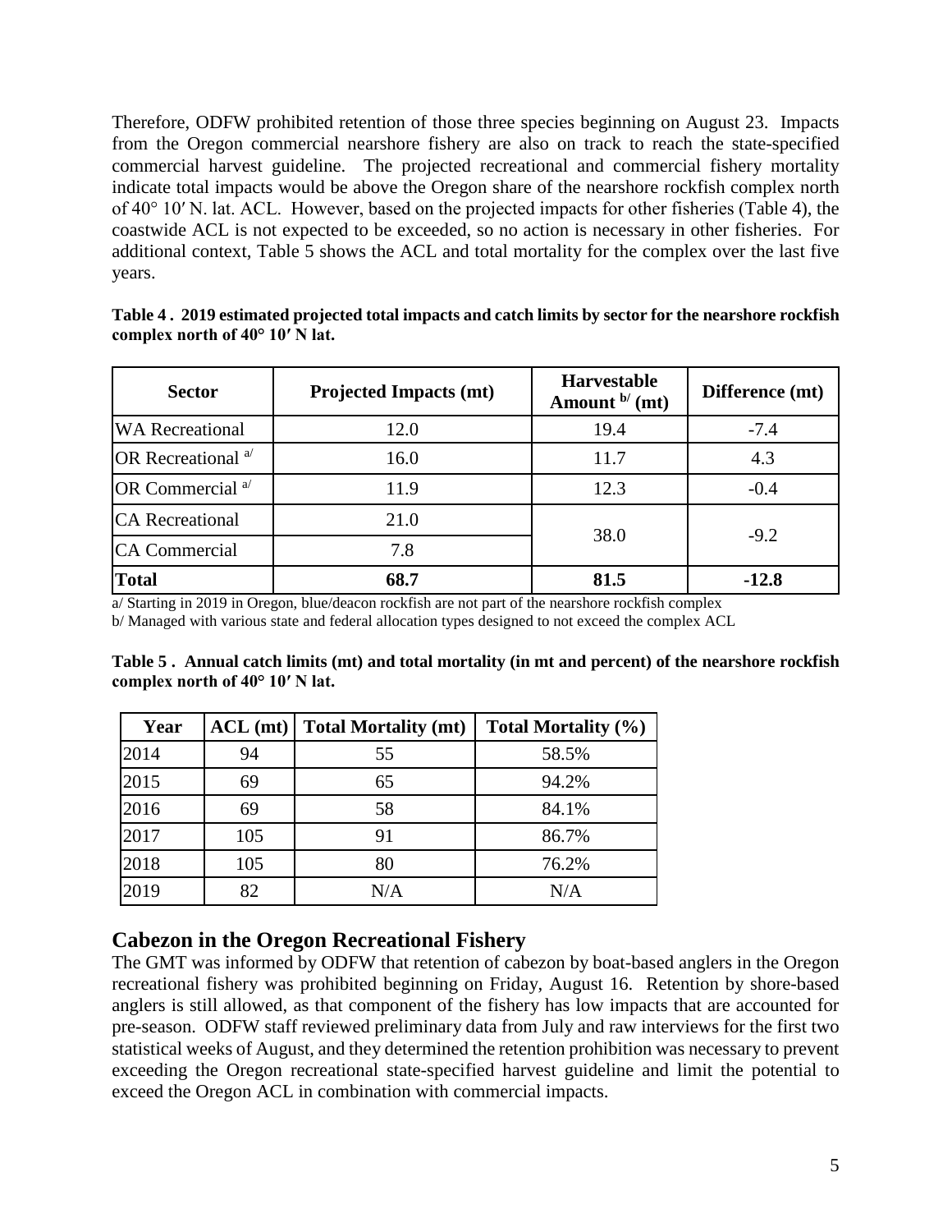Therefore, ODFW prohibited retention of those three species beginning on August 23. Impacts from the Oregon commercial nearshore fishery are also on track to reach the state-specified commercial harvest guideline. The projected recreational and commercial fishery mortality indicate total impacts would be above the Oregon share of the nearshore rockfish complex north of 40° 10′ N. lat. ACL. However, based on the projected impacts for other fisheries (Table 4), the coastwide ACL is not expected to be exceeded, so no action is necessary in other fisheries. For additional context, Table 5 shows the ACL and total mortality for the complex over the last five years.

**Table 4 . 2019 estimated projected total impacts and catch limits by sector for the nearshore rockfish complex north of 40° 10′ N lat.**

| Sector | Projected Impacts (mt) | Harvestable Amount [b] (mt) | Difference (mt) |
|---|---|---|---|
| WA Recreational | 12.0 | 19.4 | -7.4 |
| OR Recreational [a] | 16.0 | 11.7 | 4.3 |
| OR Commercial [a] | 11.9 | 12.3 | -0.4 |
| CA Recreational | 21.0 | 38.0 | -9.2 |
| CA Commercial | 7.8 | | |
| **Total** | **68.7** | **81.5** | **-12.8** |

a/ Starting in 2019 in Oregon, blue/deacon rockfish are not part of the nearshore rockfish complex

b/ Managed with various state and federal allocation types designed to not exceed the complex ACL

**Table 5 . Annual catch limits (mt) and total mortality (in mt and percent) of the nearshore rockfish complex north of 40° 10′ N lat.**

| Year | ACL (mt) | Total Mortality (mt) | Total Mortality (%) |
|---|---|---|---|
| 2014 | 94 | 55 | 58.5% |
| 2015 | 69 | 65 | 94.2% |
| 2016 | 69 | 58 | 84.1% |
| 2017 | 105 | 91 | 86.7% |
| 2018 | 105 | 80 | 76.2% |
| 2019 | 82 | N/A | N/A |

## Cabezon in the Oregon Recreational Fishery

The GMT was informed by ODFW that retention of cabezon by boat-based anglers in the Oregon recreational fishery was prohibited beginning on Friday, August 16. Retention by shore-based anglers is still allowed, as that component of the fishery has low impacts that are accounted for pre-season. ODFW staff reviewed preliminary data from July and raw interviews for the first two statistical weeks of August, and they determined the retention prohibition was necessary to prevent exceeding the Oregon recreational state-specified harvest guideline and limit the potential to exceed the Oregon ACL in combination with commercial impacts.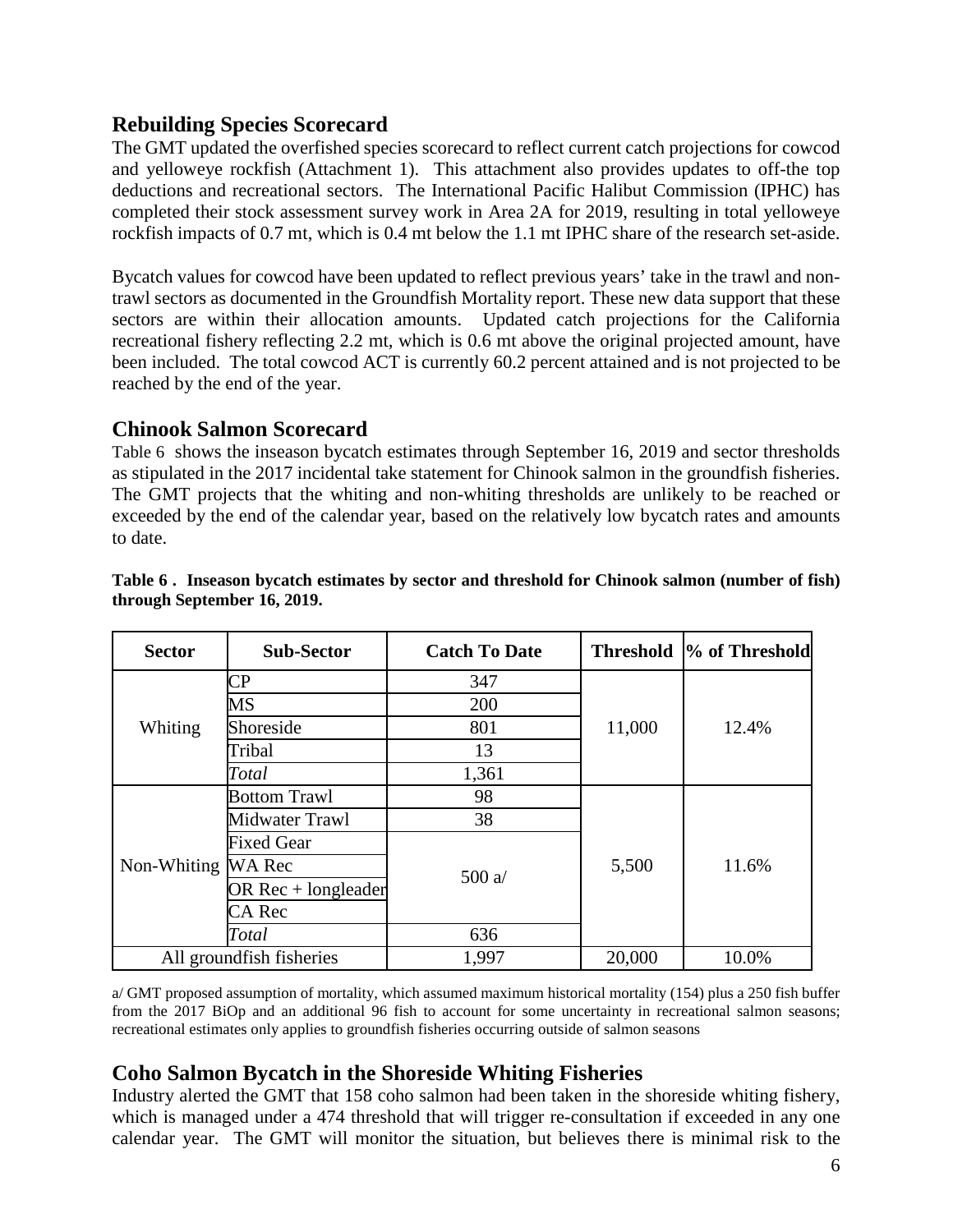## Rebuilding Species Scorecard

The GMT updated the overfished species scorecard to reflect current catch projections for cowcod and yelloweye rockfish (Attachment 1). This attachment also provides updates to off-the top deductions and recreational sectors. The International Pacific Halibut Commission (IPHC) has completed their stock assessment survey work in Area 2A for 2019, resulting in total yelloweye rockfish impacts of 0.7 mt, which is 0.4 mt below the 1.1 mt IPHC share of the research set-aside.

Bycatch values for cowcod have been updated to reflect previous years' take in the trawl and non-trawl sectors as documented in the Groundfish Mortality report. These new data support that these sectors are within their allocation amounts. Updated catch projections for the California recreational fishery reflecting 2.2 mt, which is 0.6 mt above the original projected amount, have been included. The total cowcod ACT is currently 60.2 percent attained and is not projected to be reached by the end of the year.

## Chinook Salmon Scorecard

Table 6 shows the inseason bycatch estimates through September 16, 2019 and sector thresholds as stipulated in the 2017 incidental take statement for Chinook salmon in the groundfish fisheries. The GMT projects that the whiting and non-whiting thresholds are unlikely to be reached or exceeded by the end of the calendar year, based on the relatively low bycatch rates and amounts to date.

**Table 6 . Inseason bycatch estimates by sector and threshold for Chinook salmon (number of fish) through September 16, 2019.**

| Sector | Sub-Sector | Catch To Date | Threshold | % of Threshold |
|---|---|---|---|---|
| Whiting | CP | 347 | 11,000 | 12.4% |
| | MS | 200 | | |
| | Shoreside | 801 | | |
| | Tribal | 13 | | |
| | *Total* | 1,361 | | |
| Non-Whiting | Bottom Trawl | 98 | 5,500 | 11.6% |
| | Midwater Trawl | 38 | | |
| | Fixed Gear | 500 a/ | | |
| | WA Rec | | | |
| | OR Rec + longleader | | | |
| | CA Rec | | | |
| | *Total* | 636 | | |
| All groundfish fisheries | | 1,997 | 20,000 | 10.0% |

a/ GMT proposed assumption of mortality, which assumed maximum historical mortality (154) plus a 250 fish buffer from the 2017 BiOp and an additional 96 fish to account for some uncertainty in recreational salmon seasons; recreational estimates only applies to groundfish fisheries occurring outside of salmon seasons

## Coho Salmon Bycatch in the Shoreside Whiting Fisheries

Industry alerted the GMT that 158 coho salmon had been taken in the shoreside whiting fishery, which is managed under a 474 threshold that will trigger re-consultation if exceeded in any one calendar year. The GMT will monitor the situation, but believes there is minimal risk to the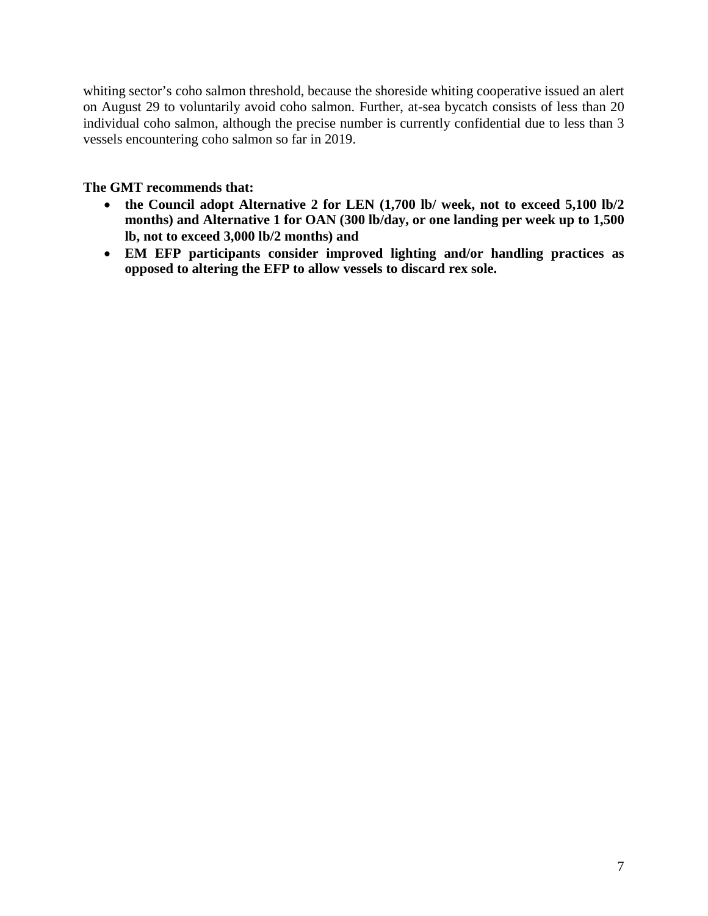whiting sector's coho salmon threshold, because the shoreside whiting cooperative issued an alert on August 29 to voluntarily avoid coho salmon. Further, at-sea bycatch consists of less than 20 individual coho salmon, although the precise number is currently confidential due to less than 3 vessels encountering coho salmon so far in 2019.

**The GMT recommends that:**

- **the Council adopt Alternative 2 for LEN (1,700 lb/ week, not to exceed 5,100 lb/2 months) and Alternative 1 for OAN (300 lb/day, or one landing per week up to 1,500 lb, not to exceed 3,000 lb/2 months) and**
- **EM EFP participants consider improved lighting and/or handling practices as opposed to altering the EFP to allow vessels to discard rex sole.**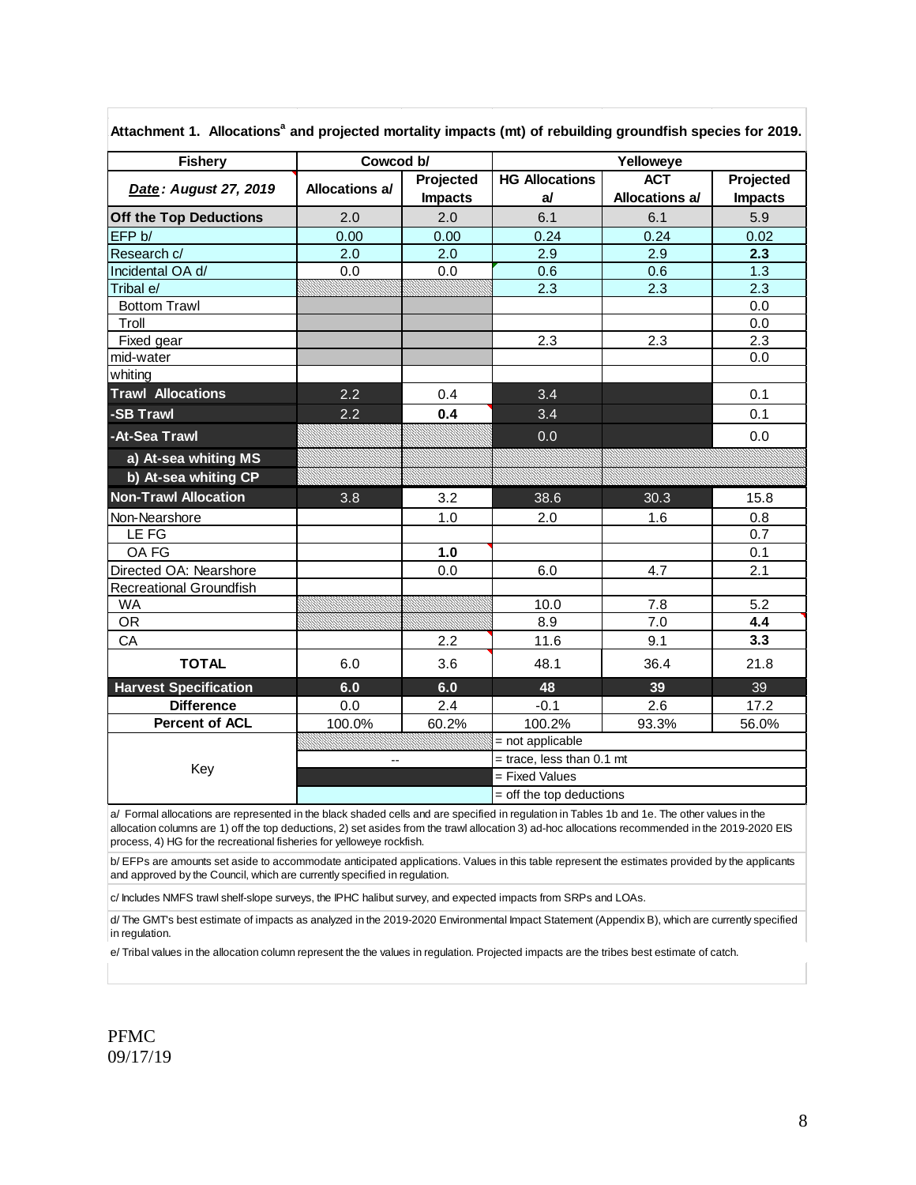**Attachment 1. Allocations[a] and projected mortality impacts (mt) of rebuilding groundfish species for 2019.**

| Fishery | Cowcod b/ | | Yelloweye | | |
|---|---|---|---|---|---|
| *Date: August 27, 2019* | Allocations a/ | Projected Impacts | HG Allocations a/ | ACT Allocations a/ | Projected Impacts |
| **Off the Top Deductions** | 2.0 | 2.0 | 6.1 | 6.1 | 5.9 |
| EFP b/ | 0.00 | 0.00 | 0.24 | 0.24 | 0.02 |
| Research c/ | 2.0 | 2.0 | 2.9 | 2.9 | **2.3** |
| Incidental OA d/ | 0.0 | 0.0 | 0.6 | 0.6 | 1.3 |
| Tribal e/ | | | 2.3 | 2.3 | 2.3 |
| Bottom Trawl | | | | | 0.0 |
| Troll | | | | | 0.0 |
| Fixed gear | | | 2.3 | 2.3 | 2.3 |
| mid-water | | | | | 0.0 |
| whiting | | | | | |
| **Trawl Allocations** | 2.2 | 0.4 | 3.4 | | 0.1 |
| **-SB Trawl** | 2.2 | **0.4** | 3.4 | | 0.1 |
| **-At-Sea Trawl** | | | 0.0 | | 0.0 |
| **a) At-sea whiting MS** | | | | | |
| **b) At-sea whiting CP** | | | | | |
| **Non-Trawl Allocation** | 3.8 | 3.2 | 38.6 | 30.3 | 15.8 |
| Non-Nearshore | | 1.0 | 2.0 | 1.6 | 0.8 |
| LE FG | | | | | 0.7 |
| OA FG | | **1.0** | | | 0.1 |
| Directed OA: Nearshore | | 0.0 | 6.0 | 4.7 | 2.1 |
| Recreational Groundfish | | | | | |
| WA | | | 10.0 | 7.8 | 5.2 |
| OR | | | 8.9 | 7.0 | **4.4** |
| CA | | 2.2 | 11.6 | 9.1 | **3.3** |
| **TOTAL** | 6.0 | 3.6 | 48.1 | 36.4 | 21.8 |
| **Harvest Specification** | **6.0** | **6.0** | **48** | **39** | 39 |
| **Difference** | 0.0 | 2.4 | -0.1 | 2.6 | 17.2 |
| **Percent of ACL** | 100.0% | 60.2% | 100.2% | 93.3% | 56.0% |

| Key | | |
|---|---|---|
| | (hatched) | = not applicable |
| | -- | = trace, less than 0.1 mt |
| | (black) | = Fixed Values |
| | (light blue) | = off the top deductions |

a/ Formal allocations are represented in the black shaded cells and are specified in regulation in Tables 1b and 1e. The other values in the allocation columns are 1) off the top deductions, 2) set asides from the trawl allocation 3) ad-hoc allocations recommended in the 2019-2020 EIS process, 4) HG for the recreational fisheries for yelloweye rockfish.

b/ EFPs are amounts set aside to accommodate anticipated applications. Values in this table represent the estimates provided by the applicants and approved by the Council, which are currently specified in regulation.

c/ Includes NMFS trawl shelf-slope surveys, the IPHC halibut survey, and expected impacts from SRPs and LOAs.

d/ The GMT's best estimate of impacts as analyzed in the 2019-2020 Environmental Impact Statement (Appendix B), which are currently specified in regulation.

e/ Tribal values in the allocation column represent the the values in regulation. Projected impacts are the tribes best estimate of catch.

PFMC
09/17/19